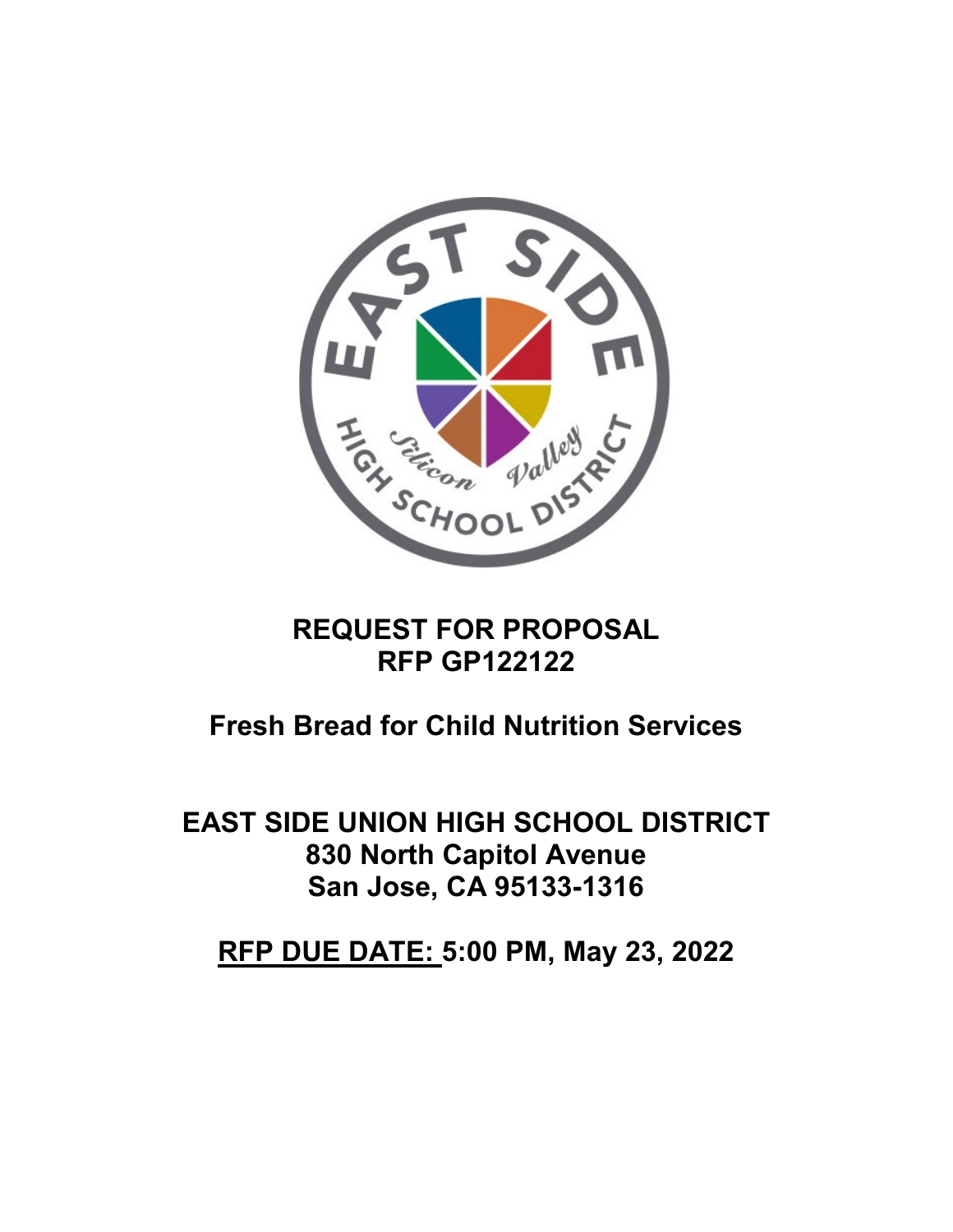# REQUEST FOR PROPOSAL
# RFP GP122122

## Fresh Bread for Child Nutrition Services

## EAST SIDE UNION HIGH SCHOOL DISTRICT
## 830 North Capitol Avenue
## San Jose, CA 95133-1316

## RFP DUE DATE: 5:00 PM, May 23, 2022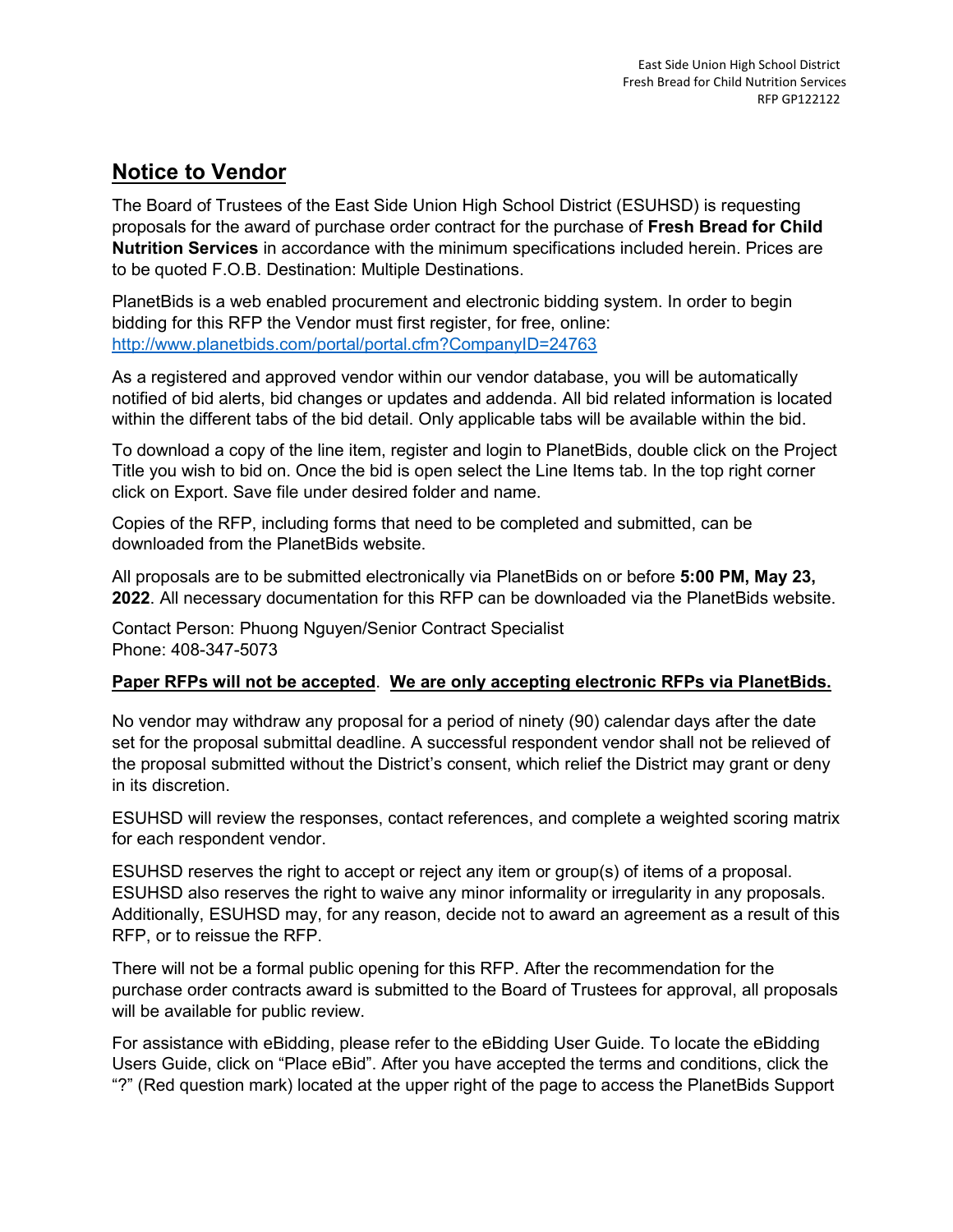## Notice to Vendor

The Board of Trustees of the East Side Union High School District (ESUHSD) is requesting proposals for the award of purchase order contract for the purchase of **Fresh Bread for Child Nutrition Services** in accordance with the minimum specifications included herein. Prices are to be quoted F.O.B. Destination: Multiple Destinations.

PlanetBids is a web enabled procurement and electronic bidding system. In order to begin bidding for this RFP the Vendor must first register, for free, online: http://www.planetbids.com/portal/portal.cfm?CompanyID=24763

As a registered and approved vendor within our vendor database, you will be automatically notified of bid alerts, bid changes or updates and addenda. All bid related information is located within the different tabs of the bid detail. Only applicable tabs will be available within the bid.

To download a copy of the line item, register and login to PlanetBids, double click on the Project Title you wish to bid on. Once the bid is open select the Line Items tab. In the top right corner click on Export. Save file under desired folder and name.

Copies of the RFP, including forms that need to be completed and submitted, can be downloaded from the PlanetBids website.

All proposals are to be submitted electronically via PlanetBids on or before **5:00 PM, May 23, 2022**. All necessary documentation for this RFP can be downloaded via the PlanetBids website.

Contact Person: Phuong Nguyen/Senior Contract Specialist
Phone: 408-347-5073

**Paper RFPs will not be accepted**. **We are only accepting electronic RFPs via PlanetBids.**

No vendor may withdraw any proposal for a period of ninety (90) calendar days after the date set for the proposal submittal deadline. A successful respondent vendor shall not be relieved of the proposal submitted without the District's consent, which relief the District may grant or deny in its discretion.

ESUHSD will review the responses, contact references, and complete a weighted scoring matrix for each respondent vendor.

ESUHSD reserves the right to accept or reject any item or group(s) of items of a proposal. ESUHSD also reserves the right to waive any minor informality or irregularity in any proposals. Additionally, ESUHSD may, for any reason, decide not to award an agreement as a result of this RFP, or to reissue the RFP.

There will not be a formal public opening for this RFP. After the recommendation for the purchase order contracts award is submitted to the Board of Trustees for approval, all proposals will be available for public review.

For assistance with eBidding, please refer to the eBidding User Guide. To locate the eBidding Users Guide, click on "Place eBid". After you have accepted the terms and conditions, click the "?" (Red question mark) located at the upper right of the page to access the PlanetBids Support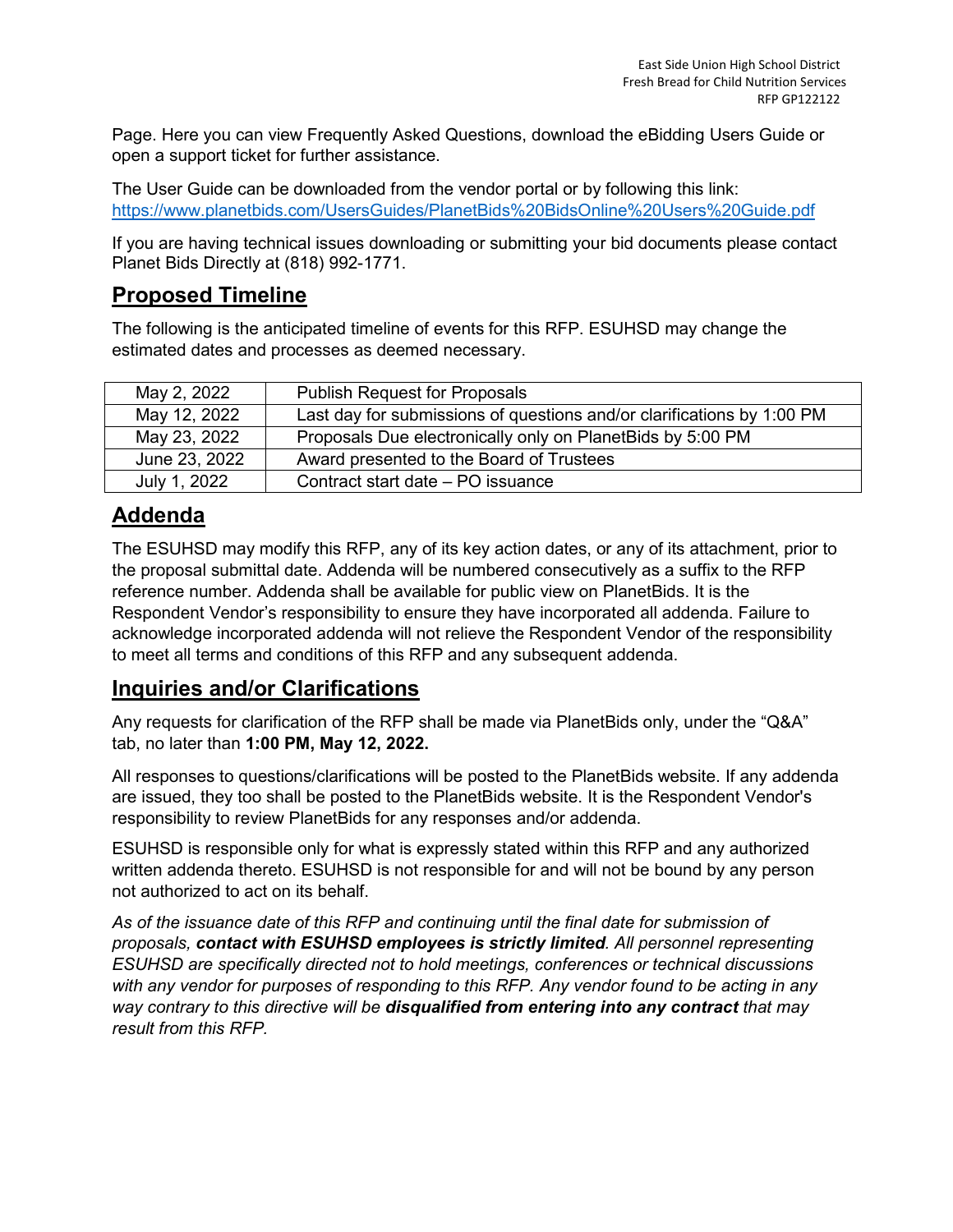Page. Here you can view Frequently Asked Questions, download the eBidding Users Guide or open a support ticket for further assistance.

The User Guide can be downloaded from the vendor portal or by following this link: https://www.planetbids.com/UsersGuides/PlanetBids%20BidsOnline%20Users%20Guide.pdf

If you are having technical issues downloading or submitting your bid documents please contact Planet Bids Directly at (818) 992-1771.

## Proposed Timeline

The following is the anticipated timeline of events for this RFP. ESUHSD may change the estimated dates and processes as deemed necessary.

| | |
|---|---|
| May 2, 2022 | Publish Request for Proposals |
| May 12, 2022 | Last day for submissions of questions and/or clarifications by 1:00 PM |
| May 23, 2022 | Proposals Due electronically only on PlanetBids by 5:00 PM |
| June 23, 2022 | Award presented to the Board of Trustees |
| July 1, 2022 | Contract start date – PO issuance |

## Addenda

The ESUHSD may modify this RFP, any of its key action dates, or any of its attachment, prior to the proposal submittal date. Addenda will be numbered consecutively as a suffix to the RFP reference number. Addenda shall be available for public view on PlanetBids. It is the Respondent Vendor's responsibility to ensure they have incorporated all addenda. Failure to acknowledge incorporated addenda will not relieve the Respondent Vendor of the responsibility to meet all terms and conditions of this RFP and any subsequent addenda.

## Inquiries and/or Clarifications

Any requests for clarification of the RFP shall be made via PlanetBids only, under the "Q&A" tab, no later than **1:00 PM, May 12, 2022.**

All responses to questions/clarifications will be posted to the PlanetBids website. If any addenda are issued, they too shall be posted to the PlanetBids website. It is the Respondent Vendor's responsibility to review PlanetBids for any responses and/or addenda.

ESUHSD is responsible only for what is expressly stated within this RFP and any authorized written addenda thereto. ESUHSD is not responsible for and will not be bound by any person not authorized to act on its behalf.

*As of the issuance date of this RFP and continuing until the final date for submission of proposals, **contact with ESUHSD employees is strictly limited**. All personnel representing ESUHSD are specifically directed not to hold meetings, conferences or technical discussions with any vendor for purposes of responding to this RFP. Any vendor found to be acting in any way contrary to this directive will be **disqualified from entering into any contract** that may result from this RFP.*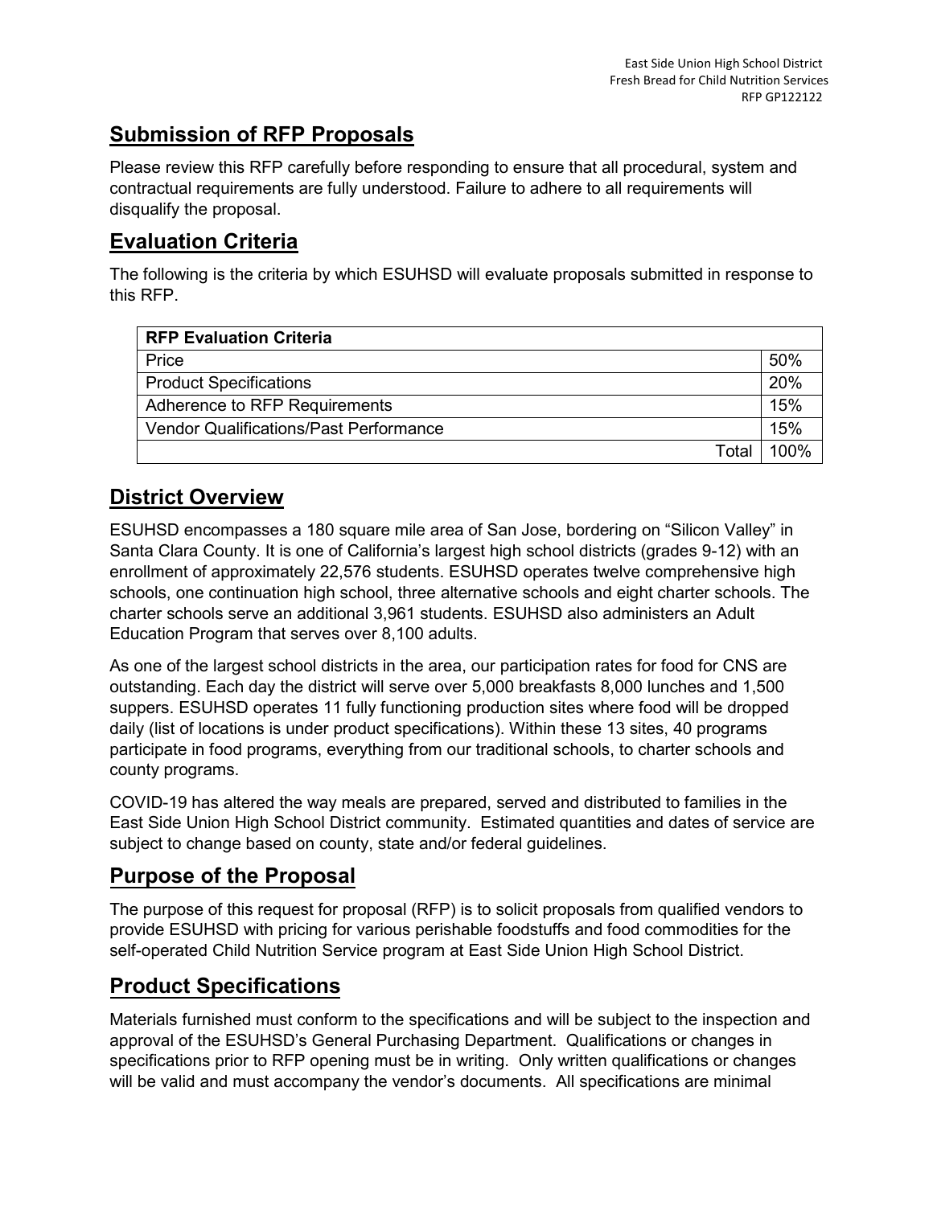## Submission of RFP Proposals

Please review this RFP carefully before responding to ensure that all procedural, system and contractual requirements are fully understood. Failure to adhere to all requirements will disqualify the proposal.

## Evaluation Criteria

The following is the criteria by which ESUHSD will evaluate proposals submitted in response to this RFP.

| RFP Evaluation Criteria | |
|---|---|
| Price | 50% |
| Product Specifications | 20% |
| Adherence to RFP Requirements | 15% |
| Vendor Qualifications/Past Performance | 15% |
| Total | 100% |

## District Overview

ESUHSD encompasses a 180 square mile area of San Jose, bordering on "Silicon Valley" in Santa Clara County. It is one of California's largest high school districts (grades 9-12) with an enrollment of approximately 22,576 students. ESUHSD operates twelve comprehensive high schools, one continuation high school, three alternative schools and eight charter schools. The charter schools serve an additional 3,961 students. ESUHSD also administers an Adult Education Program that serves over 8,100 adults.

As one of the largest school districts in the area, our participation rates for food for CNS are outstanding. Each day the district will serve over 5,000 breakfasts 8,000 lunches and 1,500 suppers. ESUHSD operates 11 fully functioning production sites where food will be dropped daily (list of locations is under product specifications). Within these 13 sites, 40 programs participate in food programs, everything from our traditional schools, to charter schools and county programs.

COVID-19 has altered the way meals are prepared, served and distributed to families in the East Side Union High School District community. Estimated quantities and dates of service are subject to change based on county, state and/or federal guidelines.

## Purpose of the Proposal

The purpose of this request for proposal (RFP) is to solicit proposals from qualified vendors to provide ESUHSD with pricing for various perishable foodstuffs and food commodities for the self-operated Child Nutrition Service program at East Side Union High School District.

## Product Specifications

Materials furnished must conform to the specifications and will be subject to the inspection and approval of the ESUHSD's General Purchasing Department. Qualifications or changes in specifications prior to RFP opening must be in writing. Only written qualifications or changes will be valid and must accompany the vendor's documents. All specifications are minimal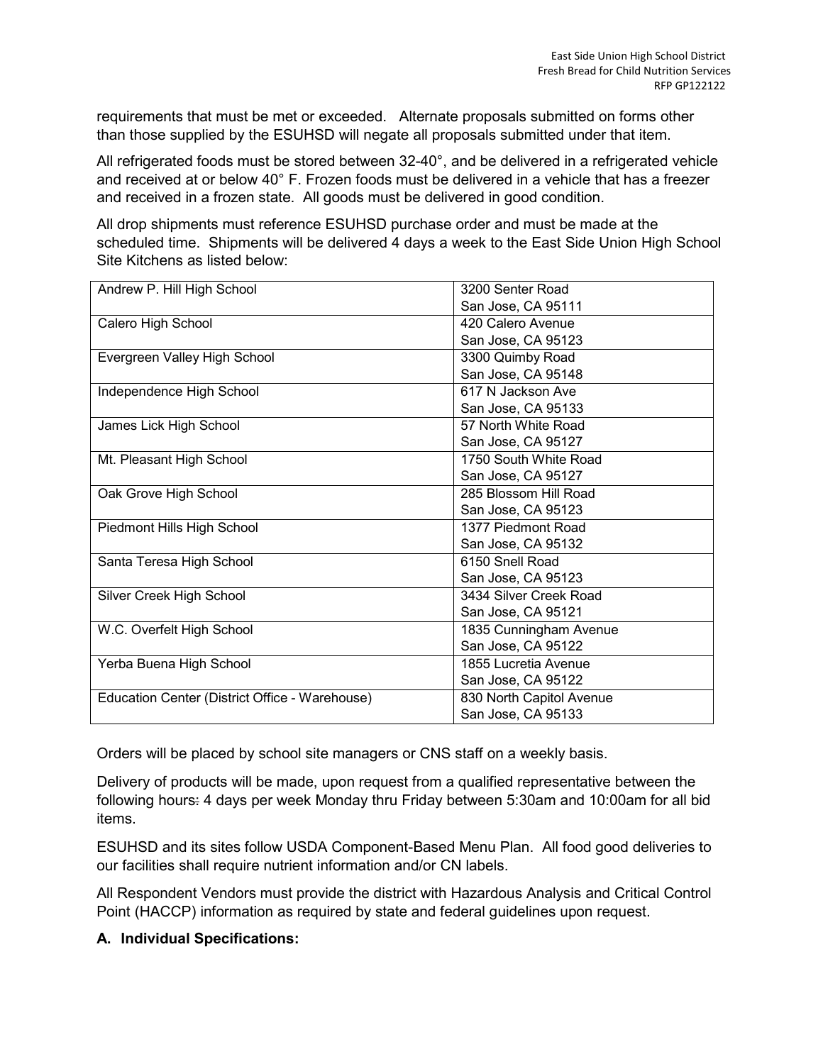requirements that must be met or exceeded. Alternate proposals submitted on forms other than those supplied by the ESUHSD will negate all proposals submitted under that item.

All refrigerated foods must be stored between 32-40°, and be delivered in a refrigerated vehicle and received at or below 40° F. Frozen foods must be delivered in a vehicle that has a freezer and received in a frozen state. All goods must be delivered in good condition.

All drop shipments must reference ESUHSD purchase order and must be made at the scheduled time. Shipments will be delivered 4 days a week to the East Side Union High School Site Kitchens as listed below:

| | |
|---|---|
| Andrew P. Hill High School | 3200 Senter Road<br>San Jose, CA 95111 |
| Calero High School | 420 Calero Avenue<br>San Jose, CA 95123 |
| Evergreen Valley High School | 3300 Quimby Road<br>San Jose, CA 95148 |
| Independence High School | 617 N Jackson Ave<br>San Jose, CA 95133 |
| James Lick High School | 57 North White Road<br>San Jose, CA 95127 |
| Mt. Pleasant High School | 1750 South White Road<br>San Jose, CA 95127 |
| Oak Grove High School | 285 Blossom Hill Road<br>San Jose, CA 95123 |
| Piedmont Hills High School | 1377 Piedmont Road<br>San Jose, CA 95132 |
| Santa Teresa High School | 6150 Snell Road<br>San Jose, CA 95123 |
| Silver Creek High School | 3434 Silver Creek Road<br>San Jose, CA 95121 |
| W.C. Overfelt High School | 1835 Cunningham Avenue<br>San Jose, CA 95122 |
| Yerba Buena High School | 1855 Lucretia Avenue<br>San Jose, CA 95122 |
| Education Center (District Office - Warehouse) | 830 North Capitol Avenue<br>San Jose, CA 95133 |

Orders will be placed by school site managers or CNS staff on a weekly basis.

Delivery of products will be made, upon request from a qualified representative between the following hours~~.~~ 4 days per week Monday thru Friday between 5:30am and 10:00am for all bid items.

ESUHSD and its sites follow USDA Component-Based Menu Plan. All food good deliveries to our facilities shall require nutrient information and/or CN labels.

All Respondent Vendors must provide the district with Hazardous Analysis and Critical Control Point (HACCP) information as required by state and federal guidelines upon request.

**A. Individual Specifications:**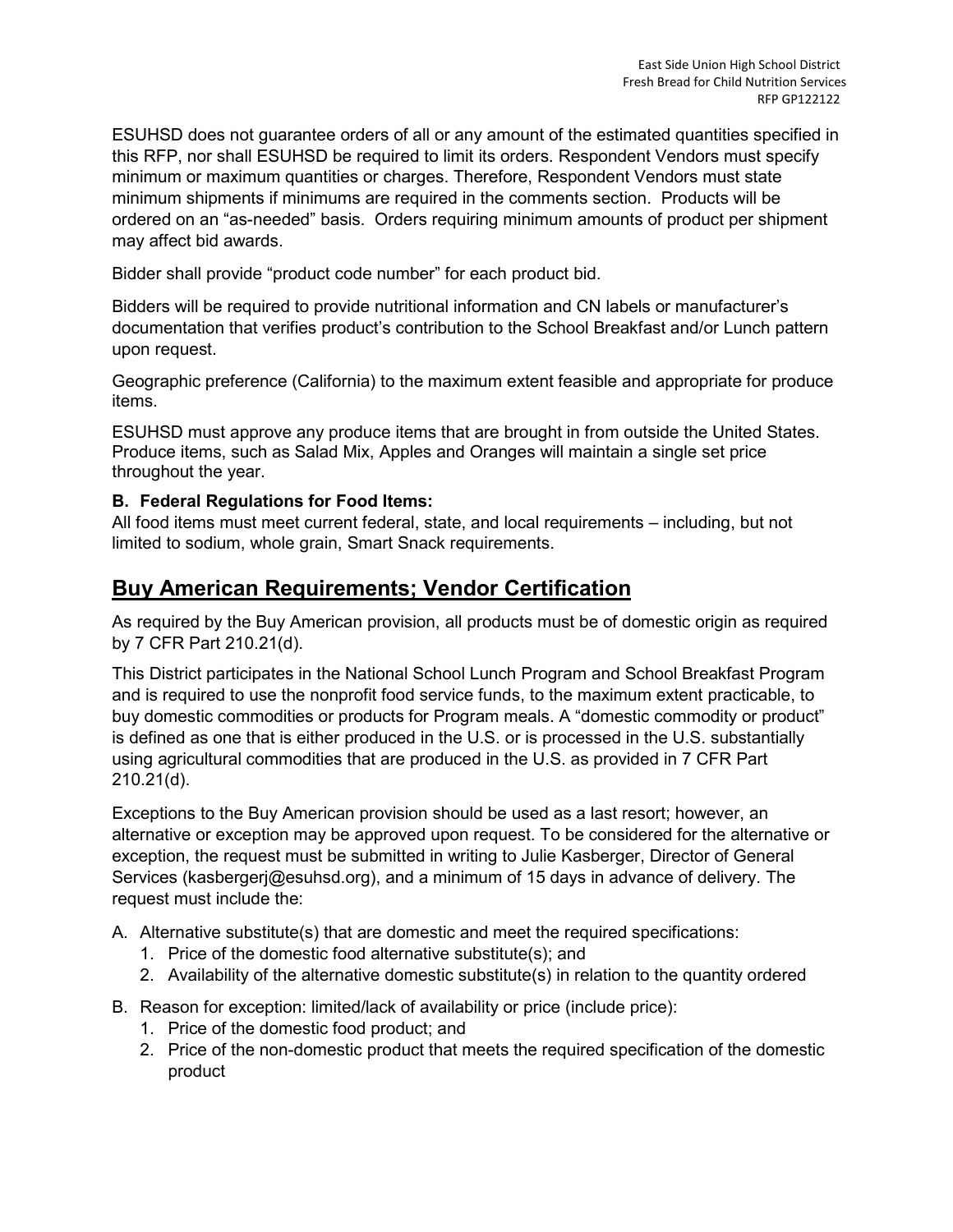ESUHSD does not guarantee orders of all or any amount of the estimated quantities specified in this RFP, nor shall ESUHSD be required to limit its orders. Respondent Vendors must specify minimum or maximum quantities or charges. Therefore, Respondent Vendors must state minimum shipments if minimums are required in the comments section. Products will be ordered on an "as-needed" basis. Orders requiring minimum amounts of product per shipment may affect bid awards.

Bidder shall provide "product code number" for each product bid.

Bidders will be required to provide nutritional information and CN labels or manufacturer's documentation that verifies product's contribution to the School Breakfast and/or Lunch pattern upon request.

Geographic preference (California) to the maximum extent feasible and appropriate for produce items.

ESUHSD must approve any produce items that are brought in from outside the United States. Produce items, such as Salad Mix, Apples and Oranges will maintain a single set price throughout the year.

**B. Federal Regulations for Food Items:**
All food items must meet current federal, state, and local requirements – including, but not limited to sodium, whole grain, Smart Snack requirements.

## Buy American Requirements; Vendor Certification

As required by the Buy American provision, all products must be of domestic origin as required by 7 CFR Part 210.21(d).

This District participates in the National School Lunch Program and School Breakfast Program and is required to use the nonprofit food service funds, to the maximum extent practicable, to buy domestic commodities or products for Program meals. A "domestic commodity or product" is defined as one that is either produced in the U.S. or is processed in the U.S. substantially using agricultural commodities that are produced in the U.S. as provided in 7 CFR Part 210.21(d).

Exceptions to the Buy American provision should be used as a last resort; however, an alternative or exception may be approved upon request. To be considered for the alternative or exception, the request must be submitted in writing to Julie Kasberger, Director of General Services (kasbergerj@esuhsd.org), and a minimum of 15 days in advance of delivery. The request must include the:

A. Alternative substitute(s) that are domestic and meet the required specifications:
   1. Price of the domestic food alternative substitute(s); and
   2. Availability of the alternative domestic substitute(s) in relation to the quantity ordered

B. Reason for exception: limited/lack of availability or price (include price):
   1. Price of the domestic food product; and
   2. Price of the non-domestic product that meets the required specification of the domestic product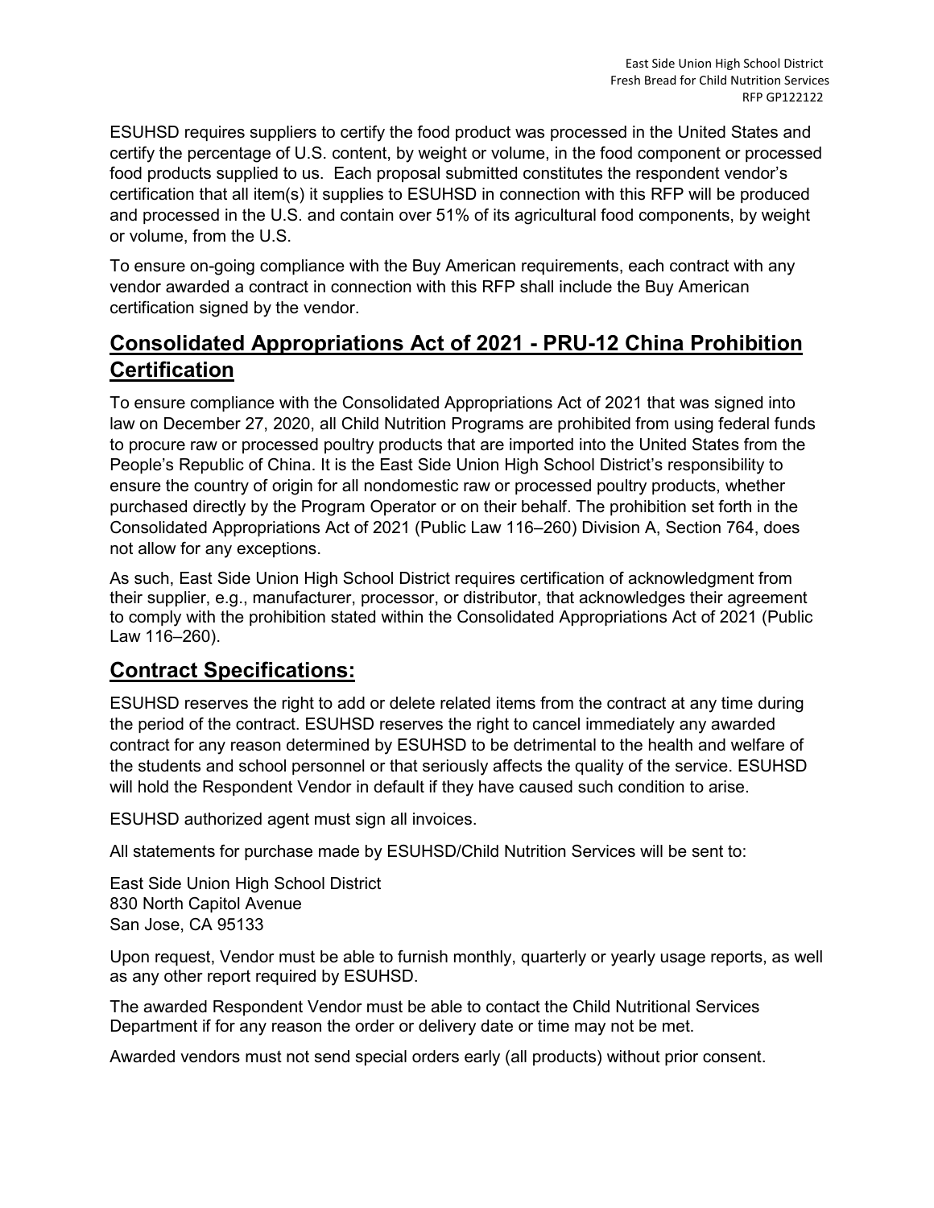ESUHSD requires suppliers to certify the food product was processed in the United States and certify the percentage of U.S. content, by weight or volume, in the food component or processed food products supplied to us. Each proposal submitted constitutes the respondent vendor's certification that all item(s) it supplies to ESUHSD in connection with this RFP will be produced and processed in the U.S. and contain over 51% of its agricultural food components, by weight or volume, from the U.S.

To ensure on-going compliance with the Buy American requirements, each contract with any vendor awarded a contract in connection with this RFP shall include the Buy American certification signed by the vendor.

## Consolidated Appropriations Act of 2021 - PRU-12 China Prohibition Certification

To ensure compliance with the Consolidated Appropriations Act of 2021 that was signed into law on December 27, 2020, all Child Nutrition Programs are prohibited from using federal funds to procure raw or processed poultry products that are imported into the United States from the People's Republic of China. It is the East Side Union High School District's responsibility to ensure the country of origin for all nondomestic raw or processed poultry products, whether purchased directly by the Program Operator or on their behalf. The prohibition set forth in the Consolidated Appropriations Act of 2021 (Public Law 116–260) Division A, Section 764, does not allow for any exceptions.

As such, East Side Union High School District requires certification of acknowledgment from their supplier, e.g., manufacturer, processor, or distributor, that acknowledges their agreement to comply with the prohibition stated within the Consolidated Appropriations Act of 2021 (Public Law 116–260).

## Contract Specifications:

ESUHSD reserves the right to add or delete related items from the contract at any time during the period of the contract. ESUHSD reserves the right to cancel immediately any awarded contract for any reason determined by ESUHSD to be detrimental to the health and welfare of the students and school personnel or that seriously affects the quality of the service. ESUHSD will hold the Respondent Vendor in default if they have caused such condition to arise.

ESUHSD authorized agent must sign all invoices.

All statements for purchase made by ESUHSD/Child Nutrition Services will be sent to:

East Side Union High School District
830 North Capitol Avenue
San Jose, CA 95133

Upon request, Vendor must be able to furnish monthly, quarterly or yearly usage reports, as well as any other report required by ESUHSD.

The awarded Respondent Vendor must be able to contact the Child Nutritional Services Department if for any reason the order or delivery date or time may not be met.

Awarded vendors must not send special orders early (all products) without prior consent.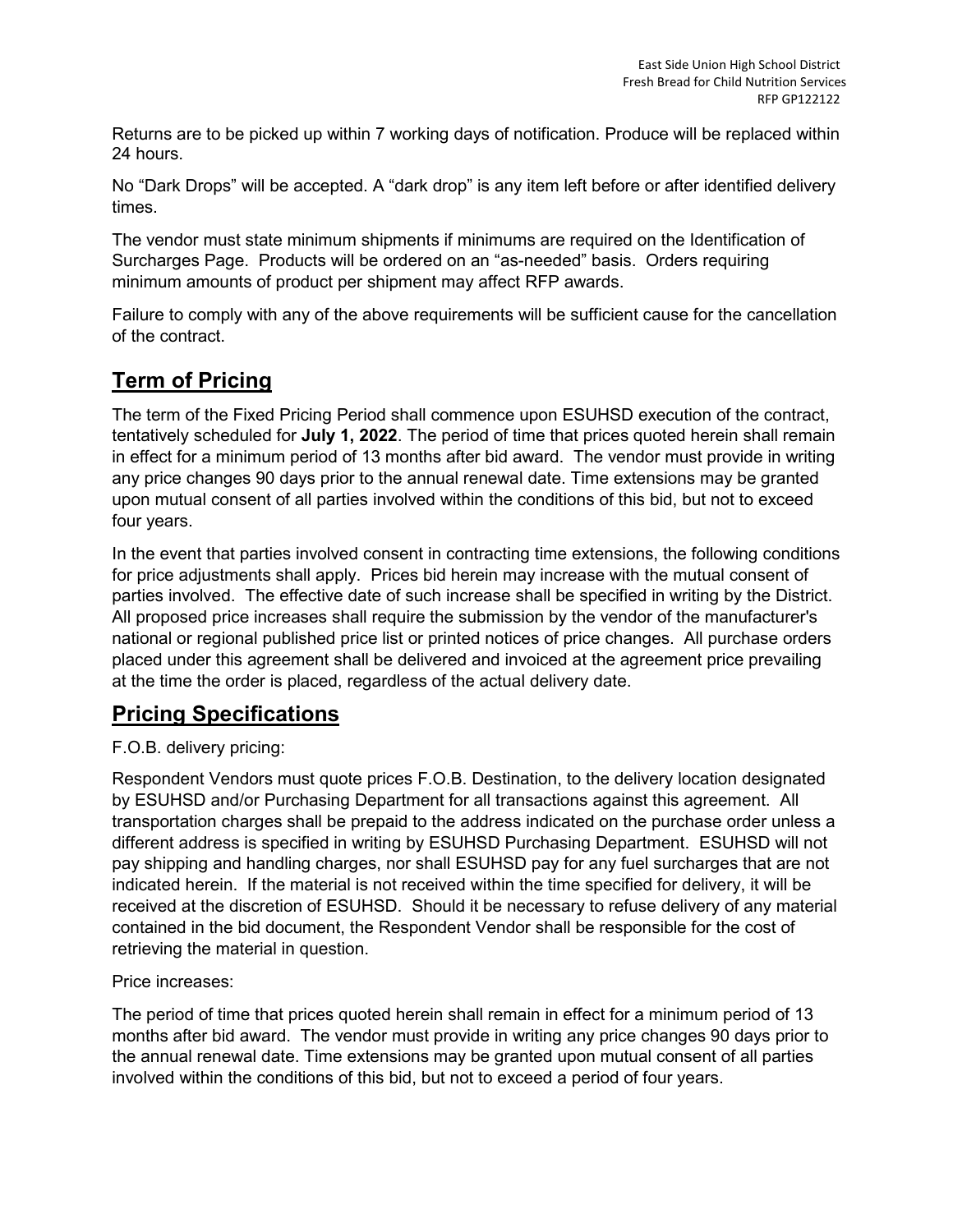Returns are to be picked up within 7 working days of notification. Produce will be replaced within 24 hours.

No “Dark Drops” will be accepted. A “dark drop” is any item left before or after identified delivery times.

The vendor must state minimum shipments if minimums are required on the Identification of Surcharges Page. Products will be ordered on an “as-needed” basis. Orders requiring minimum amounts of product per shipment may affect RFP awards.

Failure to comply with any of the above requirements will be sufficient cause for the cancellation of the contract.

## Term of Pricing

The term of the Fixed Pricing Period shall commence upon ESUHSD execution of the contract, tentatively scheduled for **July 1, 2022**. The period of time that prices quoted herein shall remain in effect for a minimum period of 13 months after bid award. The vendor must provide in writing any price changes 90 days prior to the annual renewal date. Time extensions may be granted upon mutual consent of all parties involved within the conditions of this bid, but not to exceed four years.

In the event that parties involved consent in contracting time extensions, the following conditions for price adjustments shall apply. Prices bid herein may increase with the mutual consent of parties involved. The effective date of such increase shall be specified in writing by the District. All proposed price increases shall require the submission by the vendor of the manufacturer's national or regional published price list or printed notices of price changes. All purchase orders placed under this agreement shall be delivered and invoiced at the agreement price prevailing at the time the order is placed, regardless of the actual delivery date.

## Pricing Specifications

F.O.B. delivery pricing:

Respondent Vendors must quote prices F.O.B. Destination, to the delivery location designated by ESUHSD and/or Purchasing Department for all transactions against this agreement. All transportation charges shall be prepaid to the address indicated on the purchase order unless a different address is specified in writing by ESUHSD Purchasing Department. ESUHSD will not pay shipping and handling charges, nor shall ESUHSD pay for any fuel surcharges that are not indicated herein. If the material is not received within the time specified for delivery, it will be received at the discretion of ESUHSD. Should it be necessary to refuse delivery of any material contained in the bid document, the Respondent Vendor shall be responsible for the cost of retrieving the material in question.

Price increases:

The period of time that prices quoted herein shall remain in effect for a minimum period of 13 months after bid award. The vendor must provide in writing any price changes 90 days prior to the annual renewal date. Time extensions may be granted upon mutual consent of all parties involved within the conditions of this bid, but not to exceed a period of four years.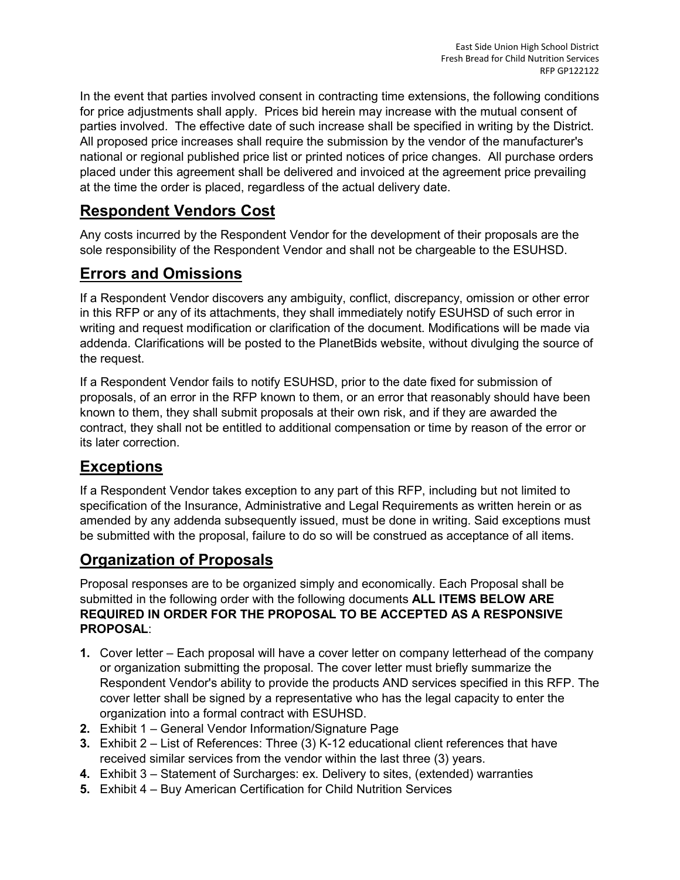In the event that parties involved consent in contracting time extensions, the following conditions for price adjustments shall apply. Prices bid herein may increase with the mutual consent of parties involved. The effective date of such increase shall be specified in writing by the District. All proposed price increases shall require the submission by the vendor of the manufacturer's national or regional published price list or printed notices of price changes. All purchase orders placed under this agreement shall be delivered and invoiced at the agreement price prevailing at the time the order is placed, regardless of the actual delivery date.

## Respondent Vendors Cost

Any costs incurred by the Respondent Vendor for the development of their proposals are the sole responsibility of the Respondent Vendor and shall not be chargeable to the ESUHSD.

## Errors and Omissions

If a Respondent Vendor discovers any ambiguity, conflict, discrepancy, omission or other error in this RFP or any of its attachments, they shall immediately notify ESUHSD of such error in writing and request modification or clarification of the document. Modifications will be made via addenda. Clarifications will be posted to the PlanetBids website, without divulging the source of the request.

If a Respondent Vendor fails to notify ESUHSD, prior to the date fixed for submission of proposals, of an error in the RFP known to them, or an error that reasonably should have been known to them, they shall submit proposals at their own risk, and if they are awarded the contract, they shall not be entitled to additional compensation or time by reason of the error or its later correction.

## Exceptions

If a Respondent Vendor takes exception to any part of this RFP, including but not limited to specification of the Insurance, Administrative and Legal Requirements as written herein or as amended by any addenda subsequently issued, must be done in writing. Said exceptions must be submitted with the proposal, failure to do so will be construed as acceptance of all items.

## Organization of Proposals

Proposal responses are to be organized simply and economically. Each Proposal shall be submitted in the following order with the following documents **ALL ITEMS BELOW ARE REQUIRED IN ORDER FOR THE PROPOSAL TO BE ACCEPTED AS A RESPONSIVE PROPOSAL**:

1. Cover letter – Each proposal will have a cover letter on company letterhead of the company or organization submitting the proposal. The cover letter must briefly summarize the Respondent Vendor's ability to provide the products AND services specified in this RFP. The cover letter shall be signed by a representative who has the legal capacity to enter the organization into a formal contract with ESUHSD.
2. Exhibit 1 – General Vendor Information/Signature Page
3. Exhibit 2 – List of References: Three (3) K-12 educational client references that have received similar services from the vendor within the last three (3) years.
4. Exhibit 3 – Statement of Surcharges: ex. Delivery to sites, (extended) warranties
5. Exhibit 4 – Buy American Certification for Child Nutrition Services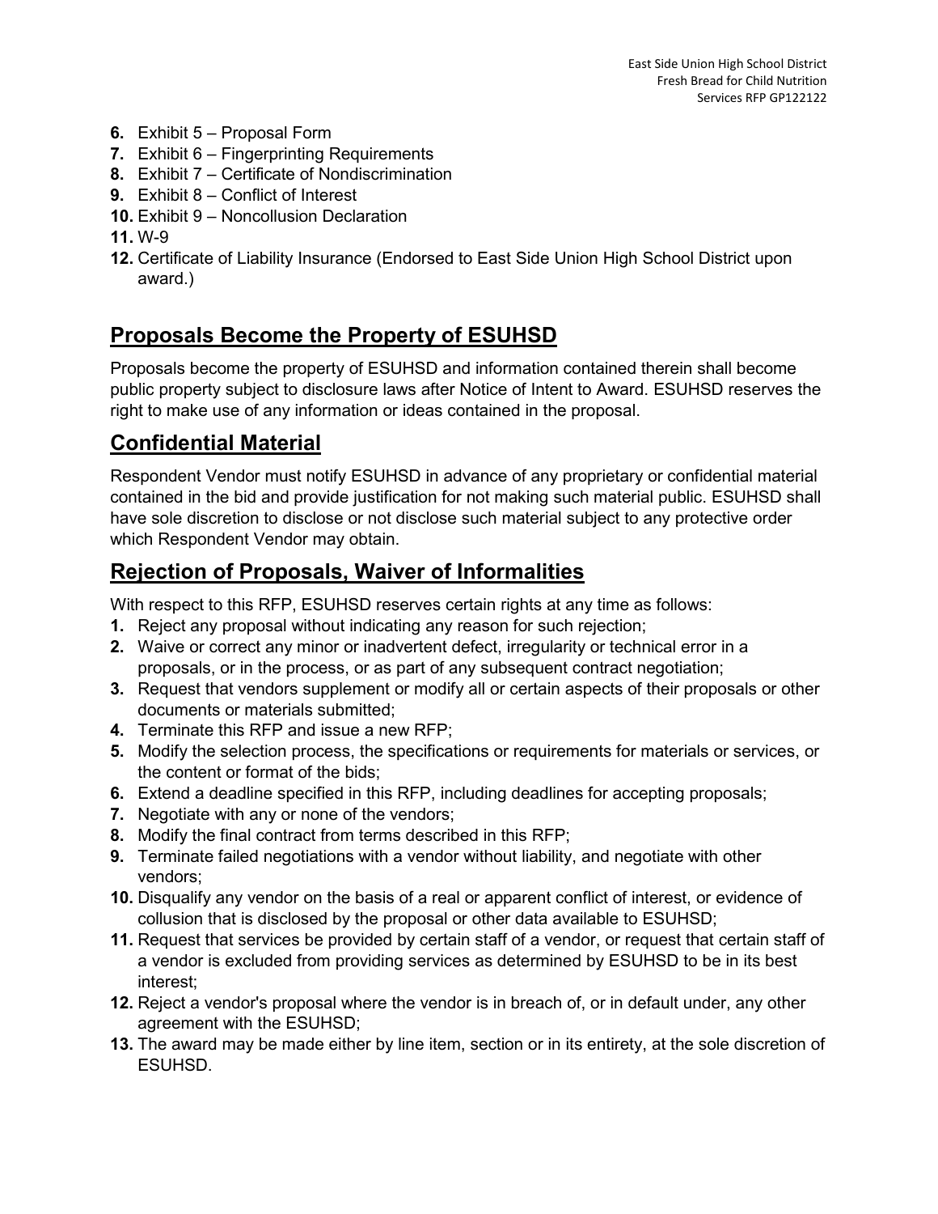6. Exhibit 5 – Proposal Form
7. Exhibit 6 – Fingerprinting Requirements
8. Exhibit 7 – Certificate of Nondiscrimination
9. Exhibit 8 – Conflict of Interest
10. Exhibit 9 – Noncollusion Declaration
11. W-9
12. Certificate of Liability Insurance (Endorsed to East Side Union High School District upon award.)

## Proposals Become the Property of ESUHSD

Proposals become the property of ESUHSD and information contained therein shall become public property subject to disclosure laws after Notice of Intent to Award. ESUHSD reserves the right to make use of any information or ideas contained in the proposal.

## Confidential Material

Respondent Vendor must notify ESUHSD in advance of any proprietary or confidential material contained in the bid and provide justification for not making such material public. ESUHSD shall have sole discretion to disclose or not disclose such material subject to any protective order which Respondent Vendor may obtain.

## Rejection of Proposals, Waiver of Informalities

With respect to this RFP, ESUHSD reserves certain rights at any time as follows:

1. Reject any proposal without indicating any reason for such rejection;
2. Waive or correct any minor or inadvertent defect, irregularity or technical error in a proposals, or in the process, or as part of any subsequent contract negotiation;
3. Request that vendors supplement or modify all or certain aspects of their proposals or other documents or materials submitted;
4. Terminate this RFP and issue a new RFP;
5. Modify the selection process, the specifications or requirements for materials or services, or the content or format of the bids;
6. Extend a deadline specified in this RFP, including deadlines for accepting proposals;
7. Negotiate with any or none of the vendors;
8. Modify the final contract from terms described in this RFP;
9. Terminate failed negotiations with a vendor without liability, and negotiate with other vendors;
10. Disqualify any vendor on the basis of a real or apparent conflict of interest, or evidence of collusion that is disclosed by the proposal or other data available to ESUHSD;
11. Request that services be provided by certain staff of a vendor, or request that certain staff of a vendor is excluded from providing services as determined by ESUHSD to be in its best interest;
12. Reject a vendor's proposal where the vendor is in breach of, or in default under, any other agreement with the ESUHSD;
13. The award may be made either by line item, section or in its entirety, at the sole discretion of ESUHSD.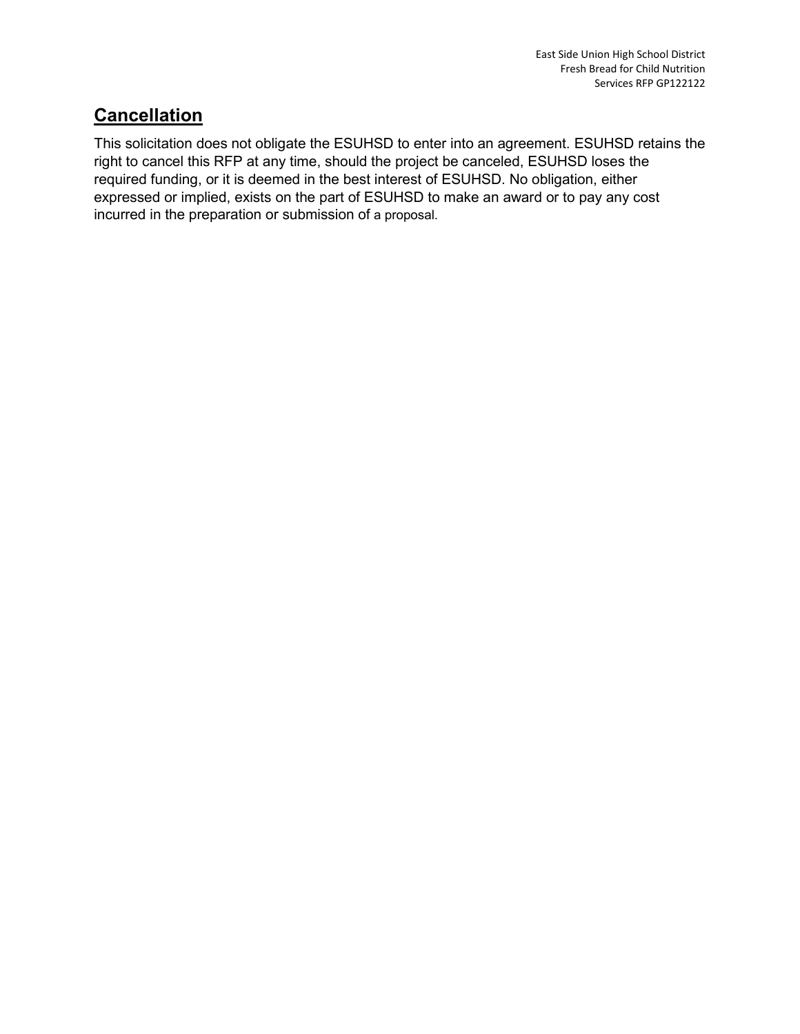## Cancellation

This solicitation does not obligate the ESUHSD to enter into an agreement. ESUHSD retains the right to cancel this RFP at any time, should the project be canceled, ESUHSD loses the required funding, or it is deemed in the best interest of ESUHSD. No obligation, either expressed or implied, exists on the part of ESUHSD to make an award or to pay any cost incurred in the preparation or submission of a proposal.